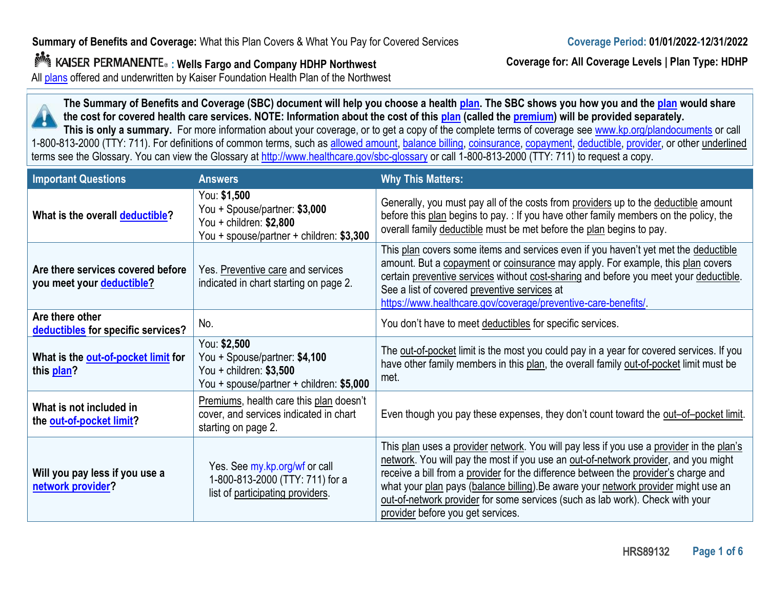**Summary of Benefits and Coverage:** What this Plan Covers & What You Pay for Covered Services

**Coverage Period: 01/01/2022-12/31/2022**

KAISER PERMANENTE® **: Wells Fargo and Company HDHP Northwest**

**Coverage for: All Coverage Levels | Plan Type: HDHP**

All plans offered and underwritten by Kaiser Foundation Health Plan of the Northwest

**The Summary of Benefits and Coverage (SBC) document will help you choose a health plan. The SBC shows you how you and the plan would share the cost for covered health care services. NOTE: Information about the cost of this plan (called the premium) will be provided separately.**
**This is only a summary.** For more information about your coverage, or to get a copy of the complete terms of coverage see www.kp.org/plandocuments or call 1-800-813-2000 (TTY: 711). For definitions of common terms, such as allowed amount, balance billing, coinsurance, copayment, deductible, provider, or other underlined terms see the Glossary. You can view the Glossary at http://www.healthcare.gov/sbc-glossary or call 1-800-813-2000 (TTY: 711) to request a copy.

| Important Questions | Answers | Why This Matters: |
|---|---|---|
| **What is the overall deductible?** | You: **$1,500**<br>You + Spouse/partner: **$3,000**<br>You + children: **$2,800**<br>You + spouse/partner + children: **$3,300** | Generally, you must pay all of the costs from providers up to the deductible amount before this plan begins to pay. : If you have other family members on the policy, the overall family deductible must be met before the plan begins to pay. |
| **Are there services covered before you meet your deductible?** | Yes. Preventive care and services indicated in chart starting on page 2. | This plan covers some items and services even if you haven't yet met the deductible amount. But a copayment or coinsurance may apply. For example, this plan covers certain preventive services without cost-sharing and before you meet your deductible. See a list of covered preventive services at https://www.healthcare.gov/coverage/preventive-care-benefits/. |
| **Are there other deductibles for specific services?** | No. | You don't have to meet deductibles for specific services. |
| **What is the out-of-pocket limit for this plan?** | You: **$2,500**<br>You + Spouse/partner: **$4,100**<br>You + children: **$3,500**<br>You + spouse/partner + children: **$5,000** | The out-of-pocket limit is the most you could pay in a year for covered services. If you have other family members in this plan, the overall family out-of-pocket limit must be met. |
| **What is not included in the out-of-pocket limit?** | Premiums, health care this plan doesn't cover, and services indicated in chart starting on page 2. | Even though you pay these expenses, they don't count toward the out–of–pocket limit. |
| **Will you pay less if you use a network provider?** | Yes. See my.kp.org/wf or call 1-800-813-2000 (TTY: 711) for a list of participating providers. | This plan uses a provider network. You will pay less if you use a provider in the plan's network. You will pay the most if you use an out-of-network provider, and you might receive a bill from a provider for the difference between the provider's charge and what your plan pays (balance billing).Be aware your network provider might use an out-of-network provider for some services (such as lab work). Check with your provider before you get services. |

HRS89132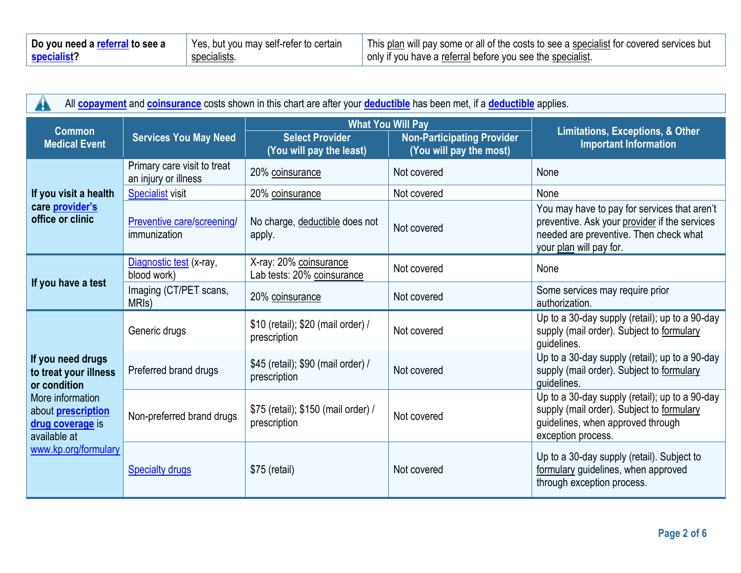| **Do you need a referral to see a specialist?** | Yes, but you may self-refer to certain specialists. | This plan will pay some or all of the costs to see a specialist for covered services but only if you have a referral before you see the specialist. |
|---|---|---|

All **copayment** and **coinsurance** costs shown in this chart are after your **deductible** has been met, if a **deductible** applies.

| Common Medical Event | Services You May Need | What You Will Pay | | Limitations, Exceptions, & Other Important Information |
|---|---|---|---|---|
| | | **Select Provider (You will pay the least)** | **Non-Participating Provider (You will pay the most)** | |
| **If you visit a health care provider's office or clinic** | Primary care visit to treat an injury or illness | 20% coinsurance | Not covered | None |
| | Specialist visit | 20% coinsurance | Not covered | None |
| | Preventive care/screening/ immunization | No charge, deductible does not apply. | Not covered | You may have to pay for services that aren't preventive. Ask your provider if the services needed are preventive. Then check what your plan will pay for. |
| **If you have a test** | Diagnostic test (x-ray, blood work) | X-ray: 20% coinsurance<br>Lab tests: 20% coinsurance | Not covered | None |
| | Imaging (CT/PET scans, MRIs) | 20% coinsurance | Not covered | Some services may require prior authorization. |
| **If you need drugs to treat your illness or condition**<br>More information about **prescription drug coverage** is available at www.kp.org/formulary | Generic drugs | $10 (retail); $20 (mail order) / prescription | Not covered | Up to a 30-day supply (retail); up to a 90-day supply (mail order). Subject to formulary guidelines. |
| | Preferred brand drugs | $45 (retail); $90 (mail order) / prescription | Not covered | Up to a 30-day supply (retail); up to a 90-day supply (mail order). Subject to formulary guidelines. |
| | Non-preferred brand drugs | $75 (retail); $150 (mail order) / prescription | Not covered | Up to a 30-day supply (retail); up to a 90-day supply (mail order). Subject to formulary guidelines, when approved through exception process. |
| | Specialty drugs | $75 (retail) | Not covered | Up to a 30-day supply (retail). Subject to formulary guidelines, when approved through exception process. |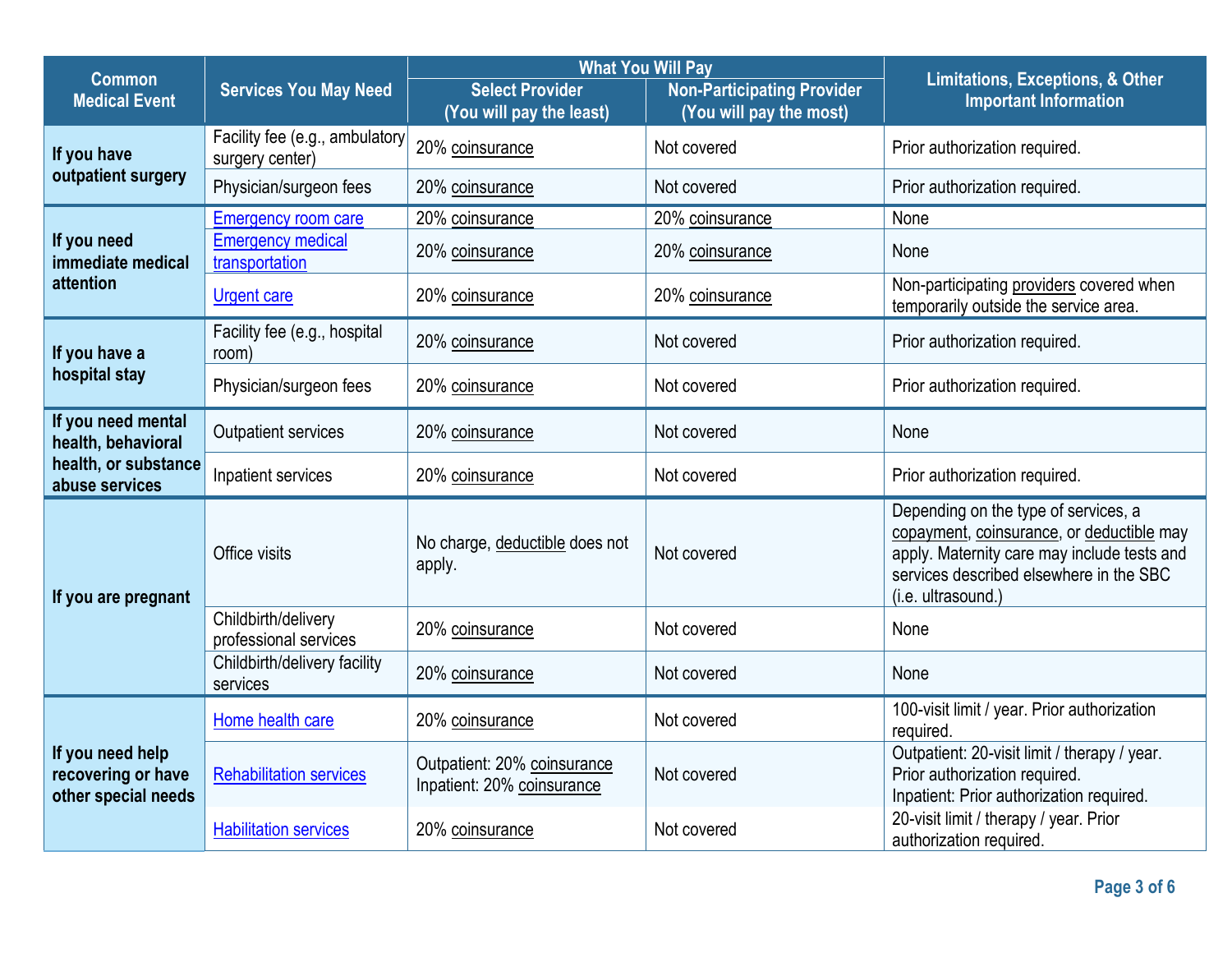| Common Medical Event | Services You May Need | What You Will Pay | | Limitations, Exceptions, & Other Important Information |
|---|---|---|---|---|
| | | Select Provider (You will pay the least) | Non-Participating Provider (You will pay the most) | |
| If you have outpatient surgery | Facility fee (e.g., ambulatory surgery center) | 20% coinsurance | Not covered | Prior authorization required. |
| | Physician/surgeon fees | 20% coinsurance | Not covered | Prior authorization required. |
| If you need immediate medical attention | Emergency room care | 20% coinsurance | 20% coinsurance | None |
| | Emergency medical transportation | 20% coinsurance | 20% coinsurance | None |
| | Urgent care | 20% coinsurance | 20% coinsurance | Non-participating providers covered when temporarily outside the service area. |
| If you have a hospital stay | Facility fee (e.g., hospital room) | 20% coinsurance | Not covered | Prior authorization required. |
| | Physician/surgeon fees | 20% coinsurance | Not covered | Prior authorization required. |
| If you need mental health, behavioral health, or substance abuse services | Outpatient services | 20% coinsurance | Not covered | None |
| | Inpatient services | 20% coinsurance | Not covered | Prior authorization required. |
| If you are pregnant | Office visits | No charge, deductible does not apply. | Not covered | Depending on the type of services, a copayment, coinsurance, or deductible may apply. Maternity care may include tests and services described elsewhere in the SBC (i.e. ultrasound.) |
| | Childbirth/delivery professional services | 20% coinsurance | Not covered | None |
| | Childbirth/delivery facility services | 20% coinsurance | Not covered | None |
| If you need help recovering or have other special needs | Home health care | 20% coinsurance | Not covered | 100-visit limit / year. Prior authorization required. |
| | Rehabilitation services | Outpatient: 20% coinsurance<br>Inpatient: 20% coinsurance | Not covered | Outpatient: 20-visit limit / therapy / year. Prior authorization required.<br>Inpatient: Prior authorization required. |
| | Habilitation services | 20% coinsurance | Not covered | 20-visit limit / therapy / year. Prior authorization required. |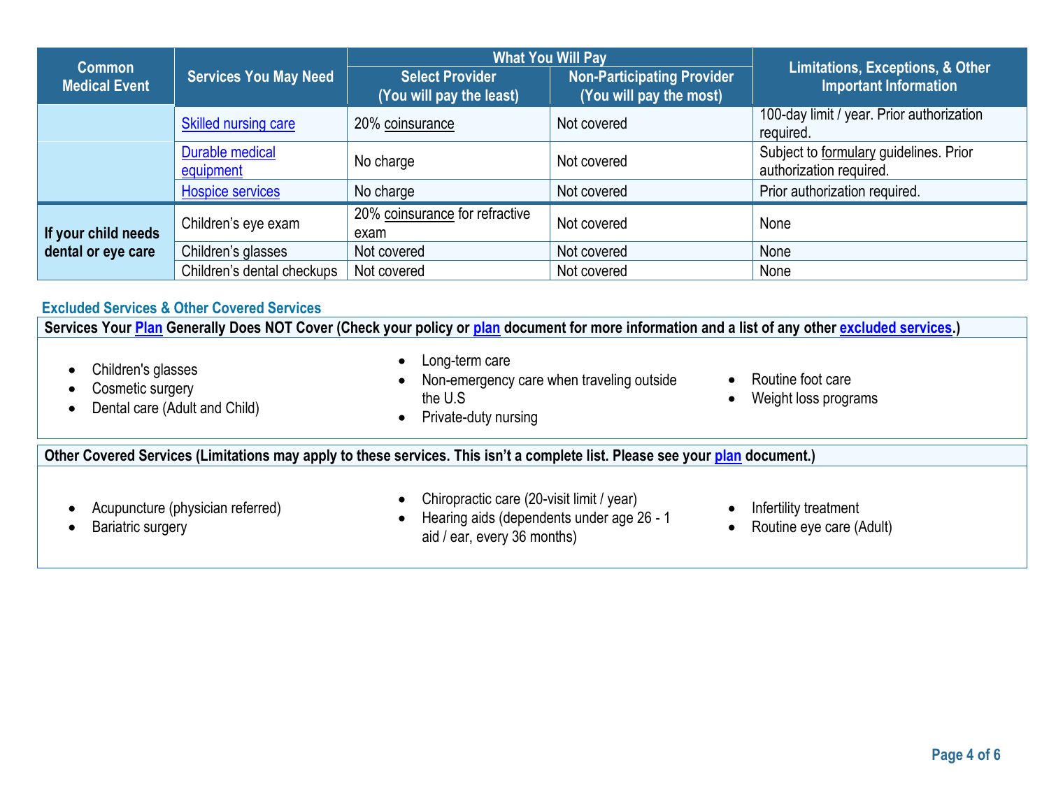| Common Medical Event | Services You May Need | What You Will Pay | | Limitations, Exceptions, & Other Important Information |
|---|---|---|---|---|
| | | Select Provider (You will pay the least) | Non-Participating Provider (You will pay the most) | |
| | Skilled nursing care | 20% coinsurance | Not covered | 100-day limit / year. Prior authorization required. |
| | Durable medical equipment | No charge | Not covered | Subject to formulary guidelines. Prior authorization required. |
| | Hospice services | No charge | Not covered | Prior authorization required. |
| If your child needs dental or eye care | Children's eye exam | 20% coinsurance for refractive exam | Not covered | None |
| | Children's glasses | Not covered | Not covered | None |
| | Children's dental checkups | Not covered | Not covered | None |

## Excluded Services & Other Covered Services

**Services Your Plan Generally Does NOT Cover (Check your policy or plan document for more information and a list of any other excluded services.)**

- Children's glasses
- Cosmetic surgery
- Dental care (Adult and Child)
- Long-term care
- Non-emergency care when traveling outside the U.S
- Private-duty nursing
- Routine foot care
- Weight loss programs

**Other Covered Services (Limitations may apply to these services. This isn't a complete list. Please see your plan document.)**

- Acupuncture (physician referred)
- Bariatric surgery
- Chiropractic care (20-visit limit / year)
- Hearing aids (dependents under age 26 - 1 aid / ear, every 36 months)
- Infertility treatment
- Routine eye care (Adult)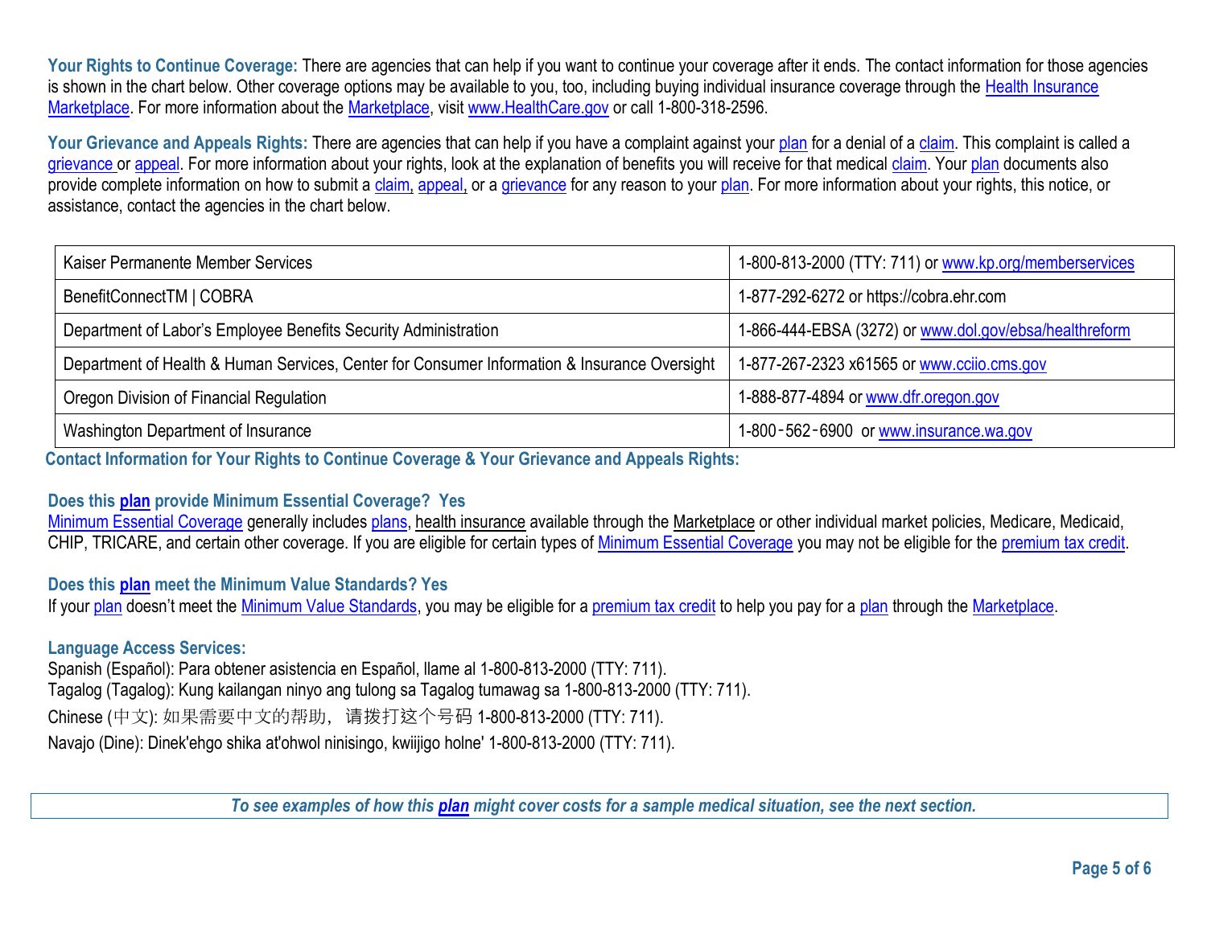**Your Rights to Continue Coverage:** There are agencies that can help if you want to continue your coverage after it ends. The contact information for those agencies is shown in the chart below. Other coverage options may be available to you, too, including buying individual insurance coverage through the Health Insurance Marketplace. For more information about the Marketplace, visit www.HealthCare.gov or call 1-800-318-2596.

**Your Grievance and Appeals Rights:** There are agencies that can help if you have a complaint against your plan for a denial of a claim. This complaint is called a grievance or appeal. For more information about your rights, look at the explanation of benefits you will receive for that medical claim. Your plan documents also provide complete information on how to submit a claim, appeal, or a grievance for any reason to your plan. For more information about your rights, this notice, or assistance, contact the agencies in the chart below.

**Contact Information for Your Rights to Continue Coverage & Your Grievance and Appeals Rights:**

| Agency | Contact |
|---|---|
| Kaiser Permanente Member Services | 1-800-813-2000 (TTY: 711) or www.kp.org/memberservices |
| BenefitConnectTM \| COBRA | 1-877-292-6272 or https://cobra.ehr.com |
| Department of Labor's Employee Benefits Security Administration | 1-866-444-EBSA (3272) or www.dol.gov/ebsa/healthreform |
| Department of Health & Human Services, Center for Consumer Information & Insurance Oversight | 1-877-267-2323 x61565 or www.cciio.cms.gov |
| Oregon Division of Financial Regulation | 1-888-877-4894 or www.dfr.oregon.gov |
| Washington Department of Insurance | 1-800-562-6900 or www.insurance.wa.gov |

**Does this plan provide Minimum Essential Coverage? Yes**

Minimum Essential Coverage generally includes plans, health insurance available through the Marketplace or other individual market policies, Medicare, Medicaid, CHIP, TRICARE, and certain other coverage. If you are eligible for certain types of Minimum Essential Coverage you may not be eligible for the premium tax credit.

**Does this plan meet the Minimum Value Standards? Yes**

If your plan doesn't meet the Minimum Value Standards, you may be eligible for a premium tax credit to help you pay for a plan through the Marketplace.

**Language Access Services:**

Spanish (Español): Para obtener asistencia en Español, llame al 1-800-813-2000 (TTY: 711).
Tagalog (Tagalog): Kung kailangan ninyo ang tulong sa Tagalog tumawag sa 1-800-813-2000 (TTY: 711).
Chinese (中文): 如果需要中文的帮助，请拨打这个号码 1-800-813-2000 (TTY: 711).
Navajo (Dine): Dinek'ehgo shika at'ohwol ninisingo, kwiijigo holne' 1-800-813-2000 (TTY: 711).

*To see examples of how this **plan** might cover costs for a sample medical situation, see the next section.*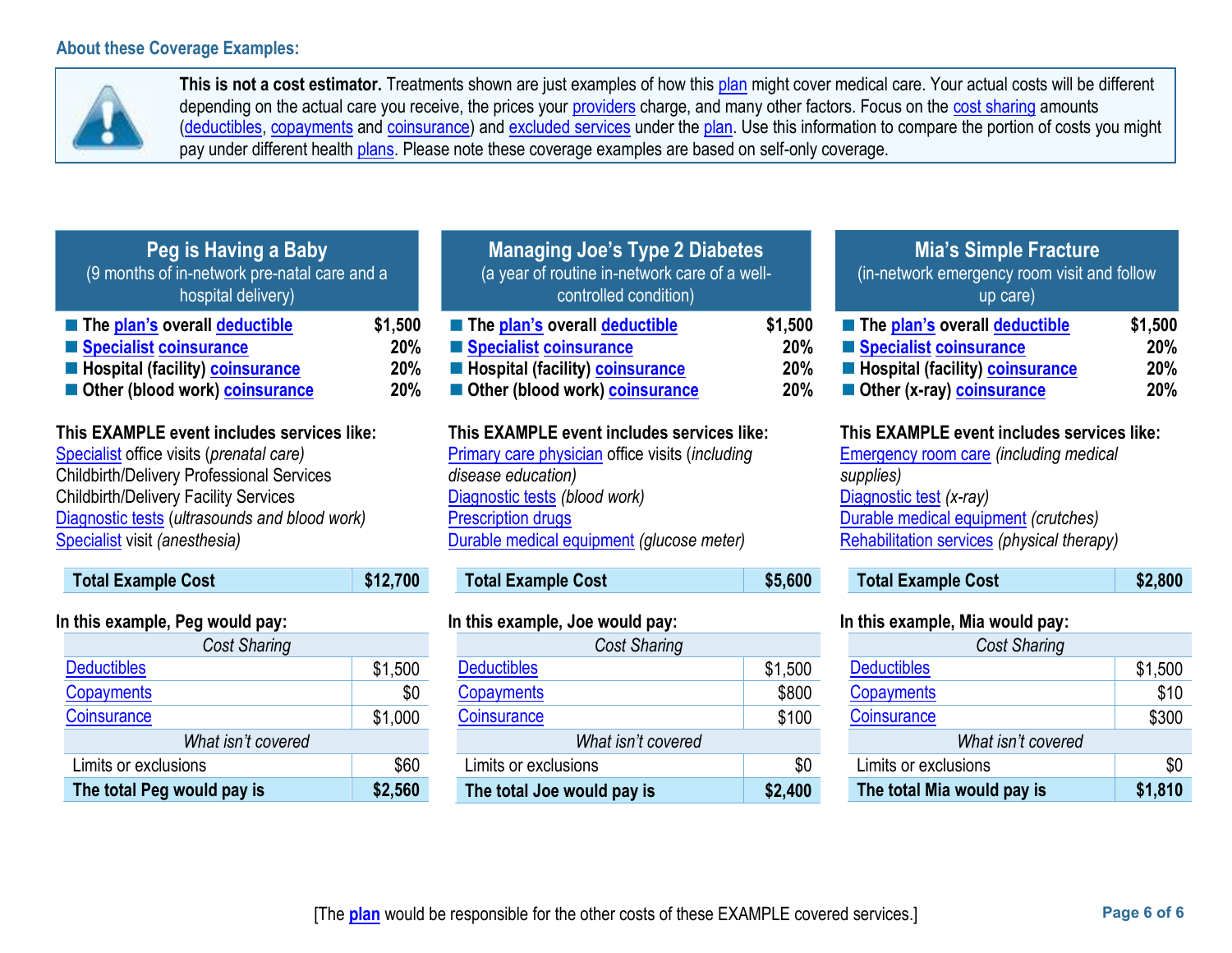## About these Coverage Examples:

**This is not a cost estimator.** Treatments shown are just examples of how this plan might cover medical care. Your actual costs will be different depending on the actual care you receive, the prices your providers charge, and many other factors. Focus on the cost sharing amounts (deductibles, copayments and coinsurance) and excluded services under the plan. Use this information to compare the portion of costs you might pay under different health plans. Please note these coverage examples are based on self-only coverage.

### Peg is Having a Baby
(9 months of in-network pre-natal care and a hospital delivery)

- **The plan's overall deductible** — **$1,500**
- **Specialist coinsurance** — **20%**
- **Hospital (facility) coinsurance** — **20%**
- **Other (blood work) coinsurance** — **20%**

**This EXAMPLE event includes services like:**
Specialist office visits (*prenatal care)*
Childbirth/Delivery Professional Services
Childbirth/Delivery Facility Services
Diagnostic tests (*ultrasounds and blood work)*
Specialist visit *(anesthesia)*

| **Total Example Cost** | **$12,700** |
|---|---|

**In this example, Peg would pay:**

| *Cost Sharing* | |
|---|---|
| Deductibles | $1,500 |
| Copayments | $0 |
| Coinsurance | $1,000 |
| *What isn't covered* | |
| Limits or exclusions | $60 |
| **The total Peg would pay is** | **$2,560** |

### Managing Joe's Type 2 Diabetes
(a year of routine in-network care of a well-controlled condition)

- **The plan's overall deductible** — **$1,500**
- **Specialist coinsurance** — **20%**
- **Hospital (facility) coinsurance** — **20%**
- **Other (blood work) coinsurance** — **20%**

**This EXAMPLE event includes services like:**
Primary care physician office visits (*including disease education)*
Diagnostic tests *(blood work)*
Prescription drugs
Durable medical equipment *(glucose meter)*

| **Total Example Cost** | **$5,600** |
|---|---|

**In this example, Joe would pay:**

| *Cost Sharing* | |
|---|---|
| Deductibles | $1,500 |
| Copayments | $800 |
| Coinsurance | $100 |
| *What isn't covered* | |
| Limits or exclusions | $0 |
| **The total Joe would pay is** | **$2,400** |

### Mia's Simple Fracture
(in-network emergency room visit and follow up care)

- **The plan's overall deductible** — **$1,500**
- **Specialist coinsurance** — **20%**
- **Hospital (facility) coinsurance** — **20%**
- **Other (x-ray) coinsurance** — **20%**

**This EXAMPLE event includes services like:**
Emergency room care *(including medical supplies)*
Diagnostic test *(x-ray)*
Durable medical equipment *(crutches)*
Rehabilitation services *(physical therapy)*

| **Total Example Cost** | **$2,800** |
|---|---|

**In this example, Mia would pay:**

| *Cost Sharing* | |
|---|---|
| Deductibles | $1,500 |
| Copayments | $10 |
| Coinsurance | $300 |
| *What isn't covered* | |
| Limits or exclusions | $0 |
| **The total Mia would pay is** | **$1,810** |

[The **plan** would be responsible for the other costs of these EXAMPLE covered services.]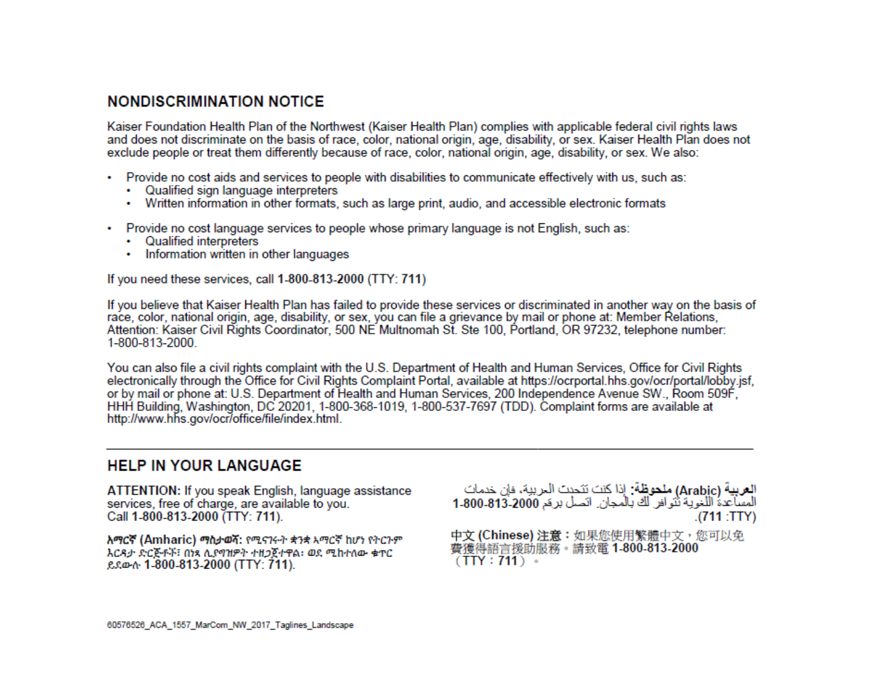## NONDISCRIMINATION NOTICE

Kaiser Foundation Health Plan of the Northwest (Kaiser Health Plan) complies with applicable federal civil rights laws and does not discriminate on the basis of race, color, national origin, age, disability, or sex. Kaiser Health Plan does not exclude people or treat them differently because of race, color, national origin, age, disability, or sex. We also:

- Provide no cost aids and services to people with disabilities to communicate effectively with us, such as:
  - Qualified sign language interpreters
  - Written information in other formats, such as large print, audio, and accessible electronic formats
- Provide no cost language services to people whose primary language is not English, such as:
  - Qualified interpreters
  - Information written in other languages

If you need these services, call **1-800-813-2000** (TTY: **711**)

If you believe that Kaiser Health Plan has failed to provide these services or discriminated in another way on the basis of race, color, national origin, age, disability, or sex, you can file a grievance by mail or phone at: Member Relations, Attention: Kaiser Civil Rights Coordinator, 500 NE Multnomah St. Ste 100, Portland, OR 97232, telephone number: 1-800-813-2000.

You can also file a civil rights complaint with the U.S. Department of Health and Human Services, Office for Civil Rights electronically through the Office for Civil Rights Complaint Portal, available at https://ocrportal.hhs.gov/ocr/portal/lobby.jsf, or by mail or phone at: U.S. Department of Health and Human Services, 200 Independence Avenue SW., Room 509F, HHH Building, Washington, DC 20201, 1-800-368-1019, 1-800-537-7697 (TDD). Complaint forms are available at http://www.hhs.gov/ocr/office/file/index.html.

---

## HELP IN YOUR LANGUAGE

**ATTENTION:** If you speak English, language assistance services, free of charge, are available to you. Call **1-800-813-2000** (TTY: **711**).

**አማርኛ (Amharic) ማስታወሻ:** የሚናገሩት ቋንቋ አማርኛ ከሆነ የትርጉም እርዳታ ድርጅቶች፣ በነጻ ሊያግዝዎት ተዘጋጀተዋል፡ ወደ ሚከተለው ቁጥር ይደውሉ **1-800-813-2000** (TTY: **711**).

**العربية (Arabic) ملحوظة:** إذا كنت تتحدث العربية، فإن خدمات المساعدة اللغوية تتوافر لك بالمجان. اتصل برقم **1-800-813-2000** (TTY: **711**).

**中文 (Chinese) 注意：**如果您使用繁體中文，您可以免費獲得語言援助服務。請致電 **1-800-813-2000**（TTY：**711**）。

60576526_ACA_1557_MarCom_NW_2017_Taglines_Landscape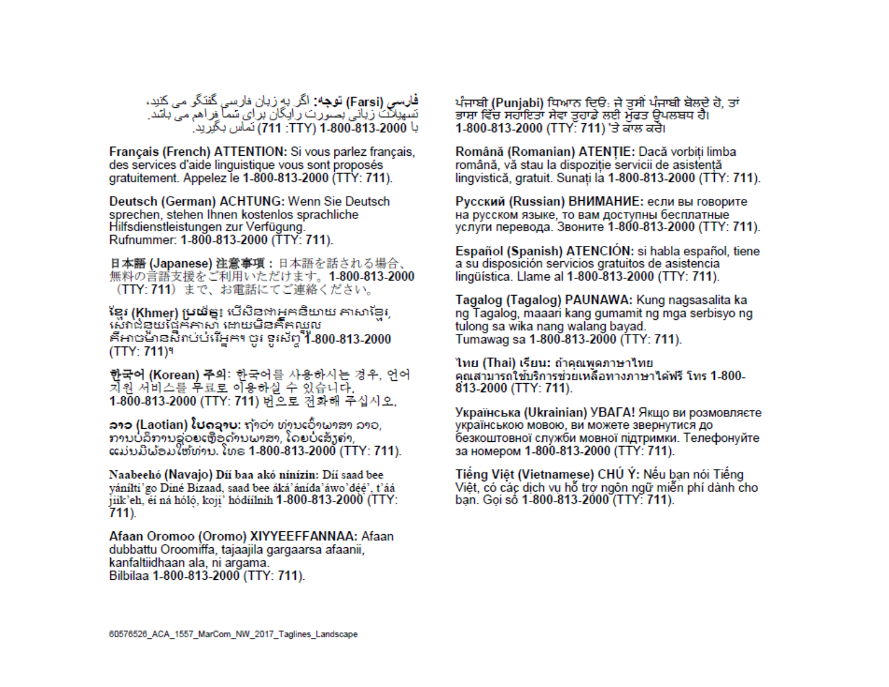**فارسی (Farsi) توجه:** اگر به زبان فارسی گفتگو می کنید، تسهیلات زبانی بصورت رایگان برای شما فراهم می باشد. با **1-800-813-2000** (**TTY: 711**) تماس بگیرید.

**Français (French) ATTENTION:** Si vous parlez français, des services d'aide linguistique vous sont proposés gratuitement. Appelez le **1-800-813-2000** (**TTY: 711**).

**Deutsch (German) ACHTUNG:** Wenn Sie Deutsch sprechen, stehen Ihnen kostenlos sprachliche Hilfsdienstleistungen zur Verfügung. Rufnummer: **1-800-813-2000** (**TTY: 711**).

**日本語 (Japanese) 注意事項：** 日本語を話される場合、無料の言語支援をご利用いただけます。**1-800-813-2000**（**TTY: 711**）まで、お電話にてご連絡ください。

**ខ្មែរ (Khmer) ប្រយ័ត្ន៖** បើសិនជាអ្នកនិយាយ ភាសាខ្មែរ, សេវាជំនួយផ្នែកភាសា ដោយមិនគិតឈ្នួល គឺអាចមានសំរាប់បំរើអ្នក។ ចូរ ទូរស័ព្ទ **1-800-813-2000** (**TTY: 711**)។

**한국어 (Korean) 주의:** 한국어를 사용하시는 경우, 언어 지원 서비스를 무료로 이용하실 수 있습니다. **1-800-813-2000** (**TTY: 711**) 번으로 전화해 주십시오.

**ລາວ (Laotian) ໂປດຊາບ:** ຖ້າວ່າ ທ່ານເວົ້າພາສາ ລາວ, ການບໍລິການຊ່ວຍເຫຼືອດ້ານພາສາ, ໂດຍບໍ່ເສັຽຄ່າ, ແມ່ນມີພ້ອມໃຫ້ທ່ານ. ໂທຣ **1-800-813-2000** (**TTY: 711**).

**Naabeehó (Navajo) Díí baa akó nínízin:** Díí saad bee yáníłti'go Diné Bizaad, saad bee áká'ánída'áwo'déé', t'áá jiik'eh, éí ná hóló, koji' hódíílnih **1-800-813-2000** (**TTY: 711**).

**Afaan Oromoo (Oromo) XIYYEEFFANNAA:** Afaan dubbattu Oroomiffa, tajaajila gargaarsa afaanii, kanfaltiidhaan ala, ni argama. Bilbilaa **1-800-813-2000** (**TTY: 711**).

**ਪੰਜਾਬੀ (Punjabi) ਧਿਆਨ ਦਿਓ:** ਜੇ ਤੁਸੀਂ ਪੰਜਾਬੀ ਬੋਲਦੇ ਹੋ, ਤਾਂ ਭਾਸ਼ਾ ਵਿੱਚ ਸਹਾਇਤਾ ਸੇਵਾ ਤੁਹਾਡੇ ਲਈ ਮੁਫਤ ਉਪਲਬਧ ਹੈ। **1-800-813-2000** (**TTY: 711**) 'ਤੇ ਕਾਲ ਕਰੋ।

**Română (Romanian) ATENȚIE:** Dacă vorbiți limba română, vă stau la dispoziție servicii de asistență lingvistică, gratuit. Sunați la **1-800-813-2000** (**TTY: 711**).

**Русский (Russian) ВНИМАНИЕ:** если вы говорите на русском языке, то вам доступны бесплатные услуги перевода. Звоните **1-800-813-2000** (**TTY: 711**).

**Español (Spanish) ATENCIÓN:** si habla español, tiene a su disposición servicios gratuitos de asistencia lingüística. Llame al **1-800-813-2000** (**TTY: 711**).

**Tagalog (Tagalog) PAUNAWA:** Kung nagsasalita ka ng Tagalog, maaari kang gumamit ng mga serbisyo ng tulong sa wika nang walang bayad. Tumawag sa **1-800-813-2000** (**TTY: 711**).

**ไทย (Thai) เรียน:** ถ้าคุณพูดภาษาไทย คุณสามารถใช้บริการช่วยเหลือทางภาษาได้ฟรี โทร **1-800-813-2000** (**TTY: 711**).

**Українська (Ukrainian) УВАГА!** Якщо ви розмовляєте українською мовою, ви можете звернутися до безкоштовної служби мовної підтримки. Телефонуйте за номером **1-800-813-2000** (**TTY: 711**).

**Tiếng Việt (Vietnamese) CHÚ Ý:** Nếu bạn nói Tiếng Việt, có các dịch vụ hỗ trợ ngôn ngữ miễn phí dành cho bạn. Gọi số **1-800-813-2000** (**TTY: 711**).

60576526_ACA_1557_MarCom_NW_2017_Taglines_Landscape